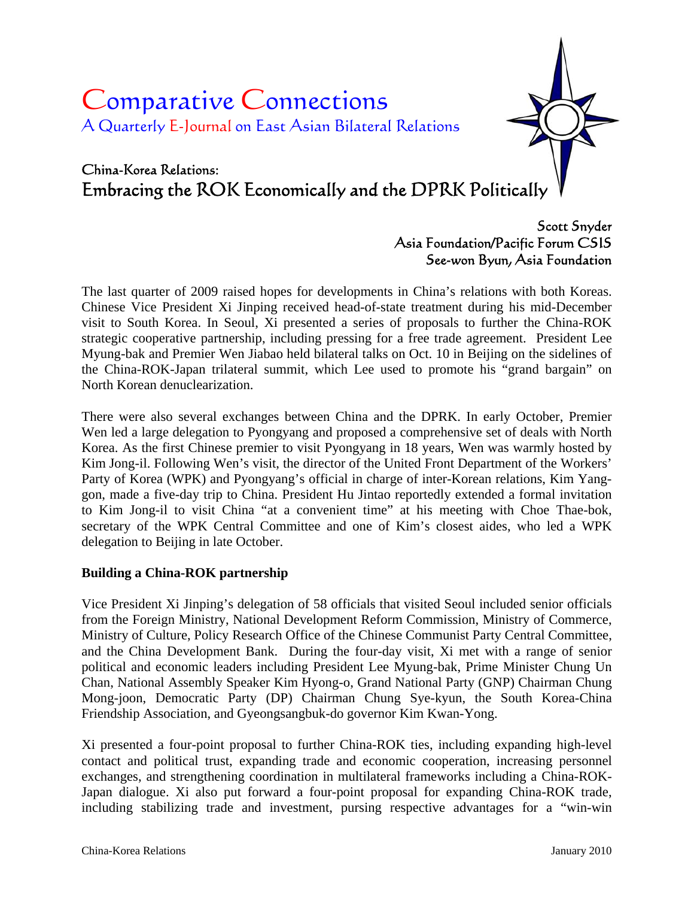# Comparative Connections

A Quarterly E-Journal on East Asian Bilateral Relations

## China-Korea Relations:
## Embracing the ROK Economically and the DPRK Politically

Scott Snyder
Asia Foundation/Pacific Forum CSIS
See-won Byun, Asia Foundation

The last quarter of 2009 raised hopes for developments in China's relations with both Koreas. Chinese Vice President Xi Jinping received head-of-state treatment during his mid-December visit to South Korea. In Seoul, Xi presented a series of proposals to further the China-ROK strategic cooperative partnership, including pressing for a free trade agreement. President Lee Myung-bak and Premier Wen Jiabao held bilateral talks on Oct. 10 in Beijing on the sidelines of the China-ROK-Japan trilateral summit, which Lee used to promote his "grand bargain" on North Korean denuclearization.

There were also several exchanges between China and the DPRK. In early October, Premier Wen led a large delegation to Pyongyang and proposed a comprehensive set of deals with North Korea. As the first Chinese premier to visit Pyongyang in 18 years, Wen was warmly hosted by Kim Jong-il. Following Wen's visit, the director of the United Front Department of the Workers' Party of Korea (WPK) and Pyongyang's official in charge of inter-Korean relations, Kim Yang-gon, made a five-day trip to China. President Hu Jintao reportedly extended a formal invitation to Kim Jong-il to visit China "at a convenient time" at his meeting with Choe Thae-bok, secretary of the WPK Central Committee and one of Kim's closest aides, who led a WPK delegation to Beijing in late October.

**Building a China-ROK partnership**

Vice President Xi Jinping's delegation of 58 officials that visited Seoul included senior officials from the Foreign Ministry, National Development Reform Commission, Ministry of Commerce, Ministry of Culture, Policy Research Office of the Chinese Communist Party Central Committee, and the China Development Bank. During the four-day visit, Xi met with a range of senior political and economic leaders including President Lee Myung-bak, Prime Minister Chung Un Chan, National Assembly Speaker Kim Hyong-o, Grand National Party (GNP) Chairman Chung Mong-joon, Democratic Party (DP) Chairman Chung Sye-kyun, the South Korea-China Friendship Association, and Gyeongsangbuk-do governor Kim Kwan-Yong.

Xi presented a four-point proposal to further China-ROK ties, including expanding high-level contact and political trust, expanding trade and economic cooperation, increasing personnel exchanges, and strengthening coordination in multilateral frameworks including a China-ROK-Japan dialogue. Xi also put forward a four-point proposal for expanding China-ROK trade, including stabilizing trade and investment, pursing respective advantages for a "win-win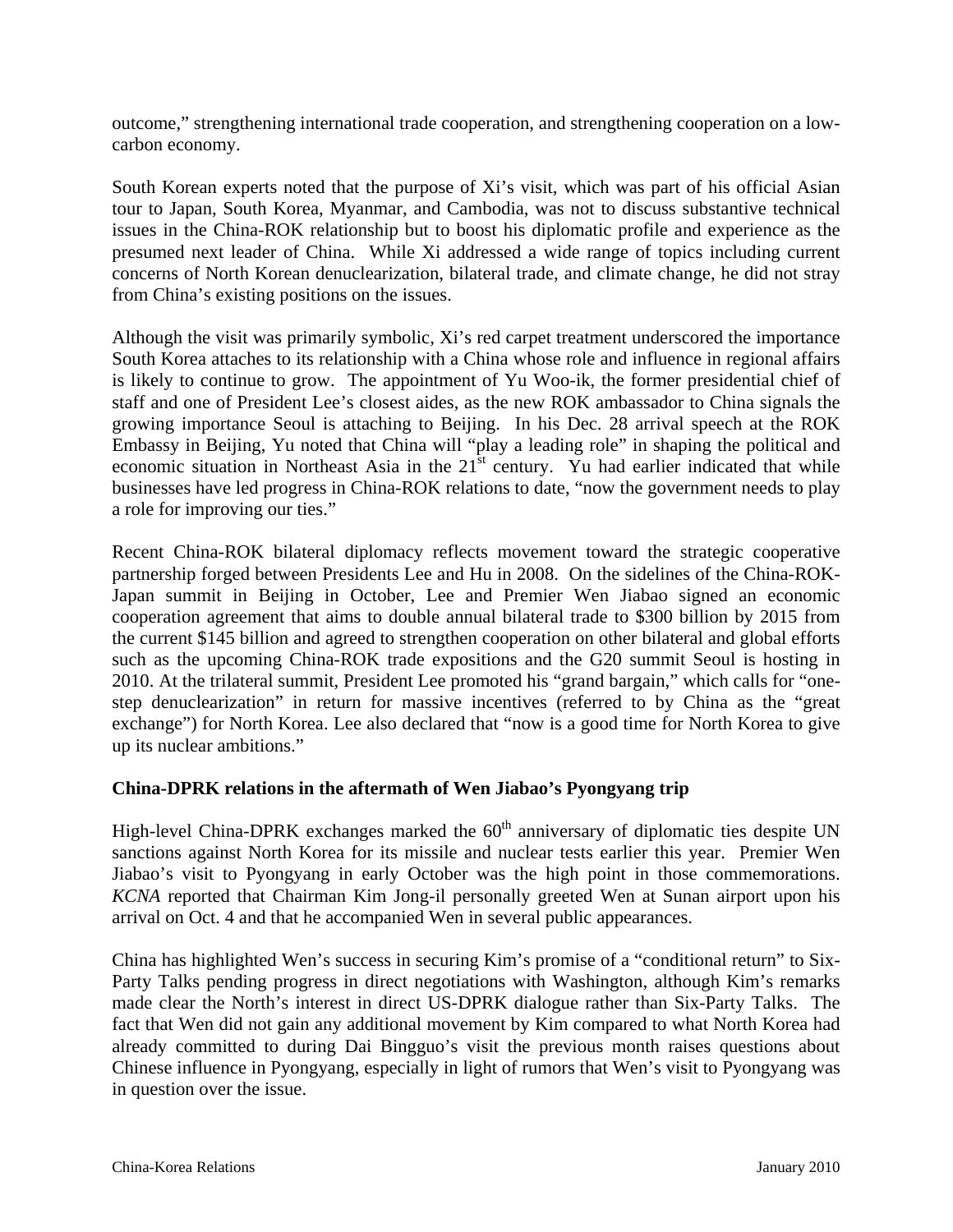outcome," strengthening international trade cooperation, and strengthening cooperation on a low-carbon economy.

South Korean experts noted that the purpose of Xi's visit, which was part of his official Asian tour to Japan, South Korea, Myanmar, and Cambodia, was not to discuss substantive technical issues in the China-ROK relationship but to boost his diplomatic profile and experience as the presumed next leader of China. While Xi addressed a wide range of topics including current concerns of North Korean denuclearization, bilateral trade, and climate change, he did not stray from China's existing positions on the issues.

Although the visit was primarily symbolic, Xi's red carpet treatment underscored the importance South Korea attaches to its relationship with a China whose role and influence in regional affairs is likely to continue to grow. The appointment of Yu Woo-ik, the former presidential chief of staff and one of President Lee's closest aides, as the new ROK ambassador to China signals the growing importance Seoul is attaching to Beijing. In his Dec. 28 arrival speech at the ROK Embassy in Beijing, Yu noted that China will "play a leading role" in shaping the political and economic situation in Northeast Asia in the 21st century. Yu had earlier indicated that while businesses have led progress in China-ROK relations to date, "now the government needs to play a role for improving our ties."

Recent China-ROK bilateral diplomacy reflects movement toward the strategic cooperative partnership forged between Presidents Lee and Hu in 2008. On the sidelines of the China-ROK-Japan summit in Beijing in October, Lee and Premier Wen Jiabao signed an economic cooperation agreement that aims to double annual bilateral trade to $300 billion by 2015 from the current $145 billion and agreed to strengthen cooperation on other bilateral and global efforts such as the upcoming China-ROK trade expositions and the G20 summit Seoul is hosting in 2010. At the trilateral summit, President Lee promoted his "grand bargain," which calls for "one-step denuclearization" in return for massive incentives (referred to by China as the "great exchange") for North Korea. Lee also declared that "now is a good time for North Korea to give up its nuclear ambitions."

**China-DPRK relations in the aftermath of Wen Jiabao's Pyongyang trip**

High-level China-DPRK exchanges marked the 60th anniversary of diplomatic ties despite UN sanctions against North Korea for its missile and nuclear tests earlier this year. Premier Wen Jiabao's visit to Pyongyang in early October was the high point in those commemorations. *KCNA* reported that Chairman Kim Jong-il personally greeted Wen at Sunan airport upon his arrival on Oct. 4 and that he accompanied Wen in several public appearances.

China has highlighted Wen's success in securing Kim's promise of a "conditional return" to Six-Party Talks pending progress in direct negotiations with Washington, although Kim's remarks made clear the North's interest in direct US-DPRK dialogue rather than Six-Party Talks. The fact that Wen did not gain any additional movement by Kim compared to what North Korea had already committed to during Dai Bingguo's visit the previous month raises questions about Chinese influence in Pyongyang, especially in light of rumors that Wen's visit to Pyongyang was in question over the issue.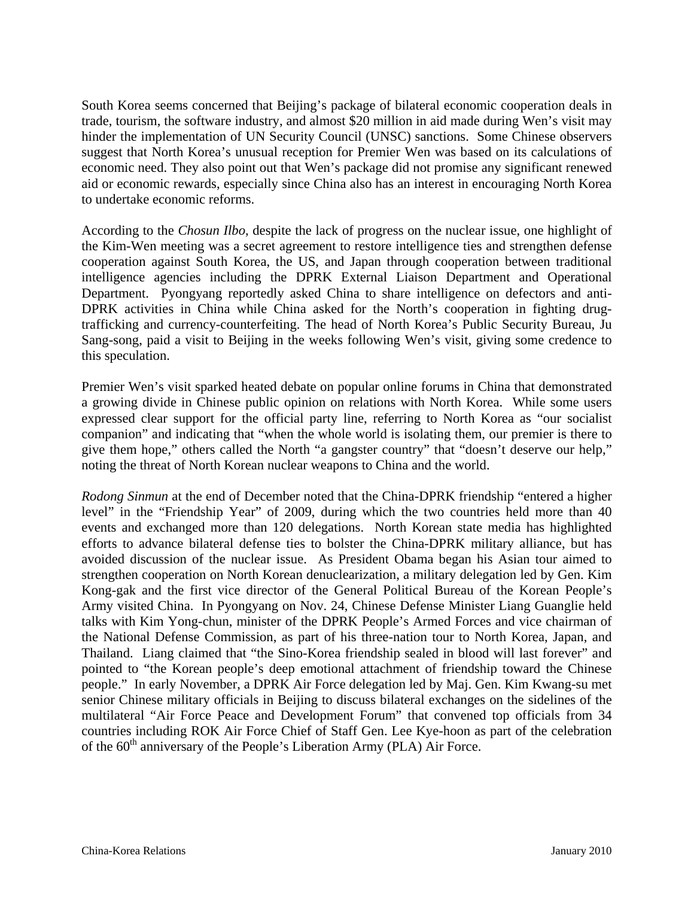South Korea seems concerned that Beijing's package of bilateral economic cooperation deals in trade, tourism, the software industry, and almost $20 million in aid made during Wen's visit may hinder the implementation of UN Security Council (UNSC) sanctions. Some Chinese observers suggest that North Korea's unusual reception for Premier Wen was based on its calculations of economic need. They also point out that Wen's package did not promise any significant renewed aid or economic rewards, especially since China also has an interest in encouraging North Korea to undertake economic reforms.

According to the *Chosun Ilbo*, despite the lack of progress on the nuclear issue, one highlight of the Kim-Wen meeting was a secret agreement to restore intelligence ties and strengthen defense cooperation against South Korea, the US, and Japan through cooperation between traditional intelligence agencies including the DPRK External Liaison Department and Operational Department. Pyongyang reportedly asked China to share intelligence on defectors and anti-DPRK activities in China while China asked for the North's cooperation in fighting drug-trafficking and currency-counterfeiting. The head of North Korea's Public Security Bureau, Ju Sang-song, paid a visit to Beijing in the weeks following Wen's visit, giving some credence to this speculation.

Premier Wen's visit sparked heated debate on popular online forums in China that demonstrated a growing divide in Chinese public opinion on relations with North Korea. While some users expressed clear support for the official party line, referring to North Korea as "our socialist companion" and indicating that "when the whole world is isolating them, our premier is there to give them hope," others called the North "a gangster country" that "doesn't deserve our help," noting the threat of North Korean nuclear weapons to China and the world.

*Rodong Sinmun* at the end of December noted that the China-DPRK friendship "entered a higher level" in the "Friendship Year" of 2009, during which the two countries held more than 40 events and exchanged more than 120 delegations. North Korean state media has highlighted efforts to advance bilateral defense ties to bolster the China-DPRK military alliance, but has avoided discussion of the nuclear issue. As President Obama began his Asian tour aimed to strengthen cooperation on North Korean denuclearization, a military delegation led by Gen. Kim Kong-gak and the first vice director of the General Political Bureau of the Korean People's Army visited China. In Pyongyang on Nov. 24, Chinese Defense Minister Liang Guanglie held talks with Kim Yong-chun, minister of the DPRK People's Armed Forces and vice chairman of the National Defense Commission, as part of his three-nation tour to North Korea, Japan, and Thailand. Liang claimed that "the Sino-Korea friendship sealed in blood will last forever" and pointed to "the Korean people's deep emotional attachment of friendship toward the Chinese people." In early November, a DPRK Air Force delegation led by Maj. Gen. Kim Kwang-su met senior Chinese military officials in Beijing to discuss bilateral exchanges on the sidelines of the multilateral "Air Force Peace and Development Forum" that convened top officials from 34 countries including ROK Air Force Chief of Staff Gen. Lee Kye-hoon as part of the celebration of the 60th anniversary of the People's Liberation Army (PLA) Air Force.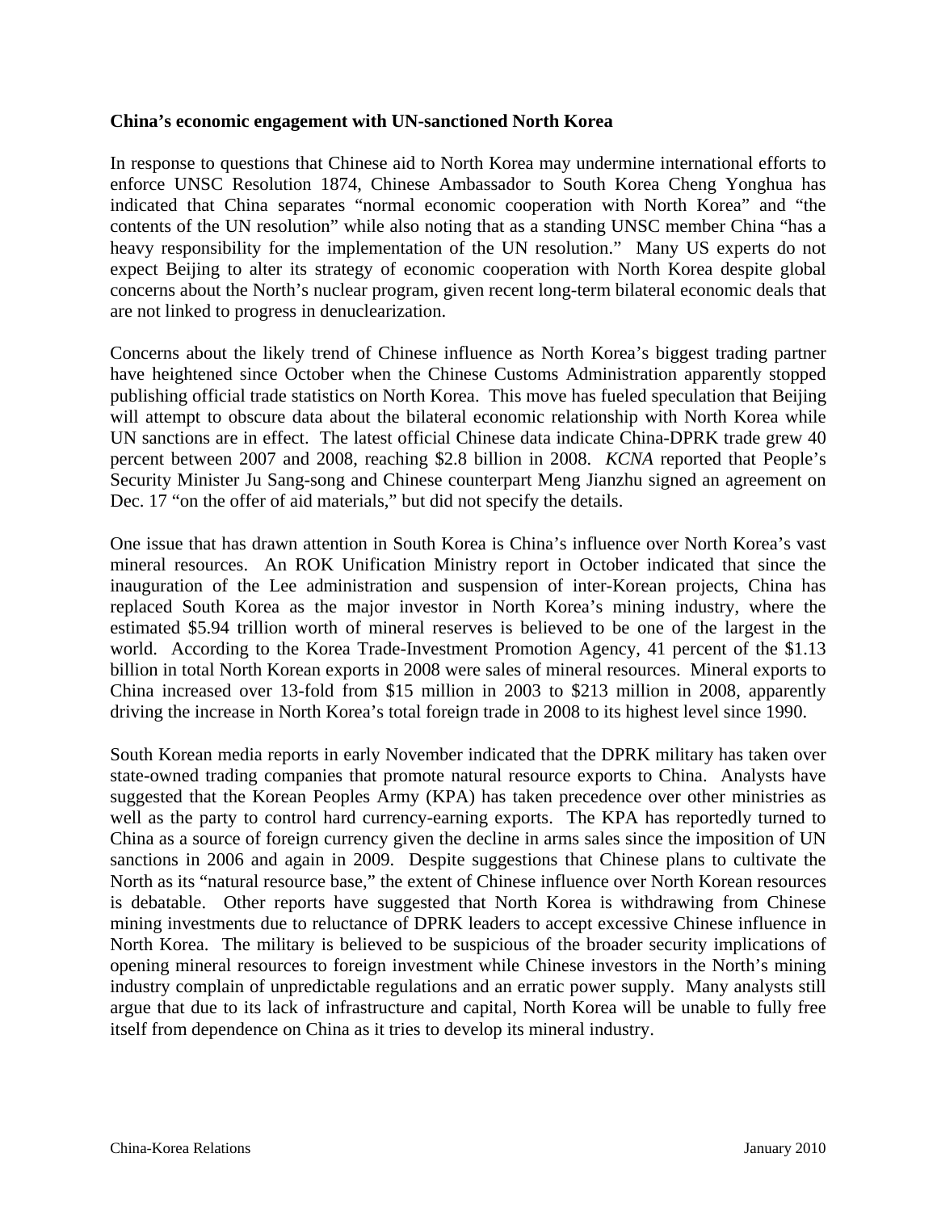**China's economic engagement with UN-sanctioned North Korea**

In response to questions that Chinese aid to North Korea may undermine international efforts to enforce UNSC Resolution 1874, Chinese Ambassador to South Korea Cheng Yonghua has indicated that China separates "normal economic cooperation with North Korea" and "the contents of the UN resolution" while also noting that as a standing UNSC member China "has a heavy responsibility for the implementation of the UN resolution." Many US experts do not expect Beijing to alter its strategy of economic cooperation with North Korea despite global concerns about the North's nuclear program, given recent long-term bilateral economic deals that are not linked to progress in denuclearization.

Concerns about the likely trend of Chinese influence as North Korea's biggest trading partner have heightened since October when the Chinese Customs Administration apparently stopped publishing official trade statistics on North Korea. This move has fueled speculation that Beijing will attempt to obscure data about the bilateral economic relationship with North Korea while UN sanctions are in effect. The latest official Chinese data indicate China-DPRK trade grew 40 percent between 2007 and 2008, reaching $2.8 billion in 2008. *KCNA* reported that People's Security Minister Ju Sang-song and Chinese counterpart Meng Jianzhu signed an agreement on Dec. 17 "on the offer of aid materials," but did not specify the details.

One issue that has drawn attention in South Korea is China's influence over North Korea's vast mineral resources. An ROK Unification Ministry report in October indicated that since the inauguration of the Lee administration and suspension of inter-Korean projects, China has replaced South Korea as the major investor in North Korea's mining industry, where the estimated $5.94 trillion worth of mineral reserves is believed to be one of the largest in the world. According to the Korea Trade-Investment Promotion Agency, 41 percent of the $1.13 billion in total North Korean exports in 2008 were sales of mineral resources. Mineral exports to China increased over 13-fold from $15 million in 2003 to $213 million in 2008, apparently driving the increase in North Korea's total foreign trade in 2008 to its highest level since 1990.

South Korean media reports in early November indicated that the DPRK military has taken over state-owned trading companies that promote natural resource exports to China. Analysts have suggested that the Korean Peoples Army (KPA) has taken precedence over other ministries as well as the party to control hard currency-earning exports. The KPA has reportedly turned to China as a source of foreign currency given the decline in arms sales since the imposition of UN sanctions in 2006 and again in 2009. Despite suggestions that Chinese plans to cultivate the North as its "natural resource base," the extent of Chinese influence over North Korean resources is debatable. Other reports have suggested that North Korea is withdrawing from Chinese mining investments due to reluctance of DPRK leaders to accept excessive Chinese influence in North Korea. The military is believed to be suspicious of the broader security implications of opening mineral resources to foreign investment while Chinese investors in the North's mining industry complain of unpredictable regulations and an erratic power supply. Many analysts still argue that due to its lack of infrastructure and capital, North Korea will be unable to fully free itself from dependence on China as it tries to develop its mineral industry.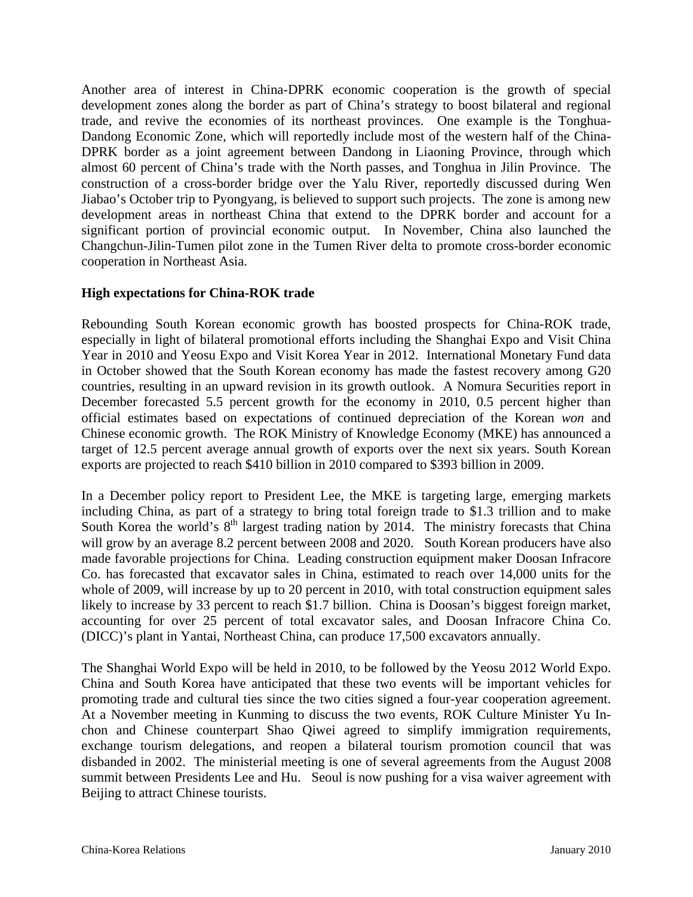Another area of interest in China-DPRK economic cooperation is the growth of special development zones along the border as part of China's strategy to boost bilateral and regional trade, and revive the economies of its northeast provinces. One example is the Tonghua-Dandong Economic Zone, which will reportedly include most of the western half of the China-DPRK border as a joint agreement between Dandong in Liaoning Province, through which almost 60 percent of China's trade with the North passes, and Tonghua in Jilin Province. The construction of a cross-border bridge over the Yalu River, reportedly discussed during Wen Jiabao's October trip to Pyongyang, is believed to support such projects. The zone is among new development areas in northeast China that extend to the DPRK border and account for a significant portion of provincial economic output. In November, China also launched the Changchun-Jilin-Tumen pilot zone in the Tumen River delta to promote cross-border economic cooperation in Northeast Asia.

**High expectations for China-ROK trade**

Rebounding South Korean economic growth has boosted prospects for China-ROK trade, especially in light of bilateral promotional efforts including the Shanghai Expo and Visit China Year in 2010 and Yeosu Expo and Visit Korea Year in 2012. International Monetary Fund data in October showed that the South Korean economy has made the fastest recovery among G20 countries, resulting in an upward revision in its growth outlook. A Nomura Securities report in December forecasted 5.5 percent growth for the economy in 2010, 0.5 percent higher than official estimates based on expectations of continued depreciation of the Korean *won* and Chinese economic growth. The ROK Ministry of Knowledge Economy (MKE) has announced a target of 12.5 percent average annual growth of exports over the next six years. South Korean exports are projected to reach $410 billion in 2010 compared to $393 billion in 2009.

In a December policy report to President Lee, the MKE is targeting large, emerging markets including China, as part of a strategy to bring total foreign trade to $1.3 trillion and to make South Korea the world's 8th largest trading nation by 2014. The ministry forecasts that China will grow by an average 8.2 percent between 2008 and 2020. South Korean producers have also made favorable projections for China. Leading construction equipment maker Doosan Infracore Co. has forecasted that excavator sales in China, estimated to reach over 14,000 units for the whole of 2009, will increase by up to 20 percent in 2010, with total construction equipment sales likely to increase by 33 percent to reach $1.7 billion. China is Doosan's biggest foreign market, accounting for over 25 percent of total excavator sales, and Doosan Infracore China Co. (DICC)'s plant in Yantai, Northeast China, can produce 17,500 excavators annually.

The Shanghai World Expo will be held in 2010, to be followed by the Yeosu 2012 World Expo. China and South Korea have anticipated that these two events will be important vehicles for promoting trade and cultural ties since the two cities signed a four-year cooperation agreement. At a November meeting in Kunming to discuss the two events, ROK Culture Minister Yu In-chon and Chinese counterpart Shao Qiwei agreed to simplify immigration requirements, exchange tourism delegations, and reopen a bilateral tourism promotion council that was disbanded in 2002. The ministerial meeting is one of several agreements from the August 2008 summit between Presidents Lee and Hu. Seoul is now pushing for a visa waiver agreement with Beijing to attract Chinese tourists.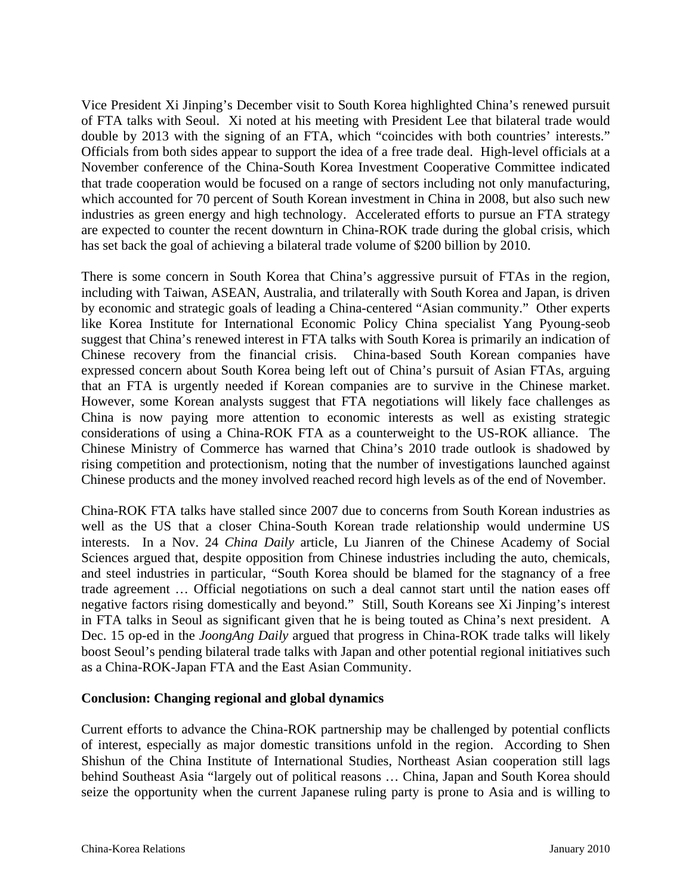Vice President Xi Jinping's December visit to South Korea highlighted China's renewed pursuit of FTA talks with Seoul. Xi noted at his meeting with President Lee that bilateral trade would double by 2013 with the signing of an FTA, which "coincides with both countries' interests." Officials from both sides appear to support the idea of a free trade deal. High-level officials at a November conference of the China-South Korea Investment Cooperative Committee indicated that trade cooperation would be focused on a range of sectors including not only manufacturing, which accounted for 70 percent of South Korean investment in China in 2008, but also such new industries as green energy and high technology. Accelerated efforts to pursue an FTA strategy are expected to counter the recent downturn in China-ROK trade during the global crisis, which has set back the goal of achieving a bilateral trade volume of $200 billion by 2010.

There is some concern in South Korea that China's aggressive pursuit of FTAs in the region, including with Taiwan, ASEAN, Australia, and trilaterally with South Korea and Japan, is driven by economic and strategic goals of leading a China-centered "Asian community." Other experts like Korea Institute for International Economic Policy China specialist Yang Pyoung-seob suggest that China's renewed interest in FTA talks with South Korea is primarily an indication of Chinese recovery from the financial crisis. China-based South Korean companies have expressed concern about South Korea being left out of China's pursuit of Asian FTAs, arguing that an FTA is urgently needed if Korean companies are to survive in the Chinese market. However, some Korean analysts suggest that FTA negotiations will likely face challenges as China is now paying more attention to economic interests as well as existing strategic considerations of using a China-ROK FTA as a counterweight to the US-ROK alliance. The Chinese Ministry of Commerce has warned that China's 2010 trade outlook is shadowed by rising competition and protectionism, noting that the number of investigations launched against Chinese products and the money involved reached record high levels as of the end of November.

China-ROK FTA talks have stalled since 2007 due to concerns from South Korean industries as well as the US that a closer China-South Korean trade relationship would undermine US interests. In a Nov. 24 *China Daily* article, Lu Jianren of the Chinese Academy of Social Sciences argued that, despite opposition from Chinese industries including the auto, chemicals, and steel industries in particular, "South Korea should be blamed for the stagnancy of a free trade agreement … Official negotiations on such a deal cannot start until the nation eases off negative factors rising domestically and beyond." Still, South Koreans see Xi Jinping's interest in FTA talks in Seoul as significant given that he is being touted as China's next president. A Dec. 15 op-ed in the *JoongAng Daily* argued that progress in China-ROK trade talks will likely boost Seoul's pending bilateral trade talks with Japan and other potential regional initiatives such as a China-ROK-Japan FTA and the East Asian Community.

**Conclusion: Changing regional and global dynamics**

Current efforts to advance the China-ROK partnership may be challenged by potential conflicts of interest, especially as major domestic transitions unfold in the region. According to Shen Shishun of the China Institute of International Studies, Northeast Asian cooperation still lags behind Southeast Asia "largely out of political reasons … China, Japan and South Korea should seize the opportunity when the current Japanese ruling party is prone to Asia and is willing to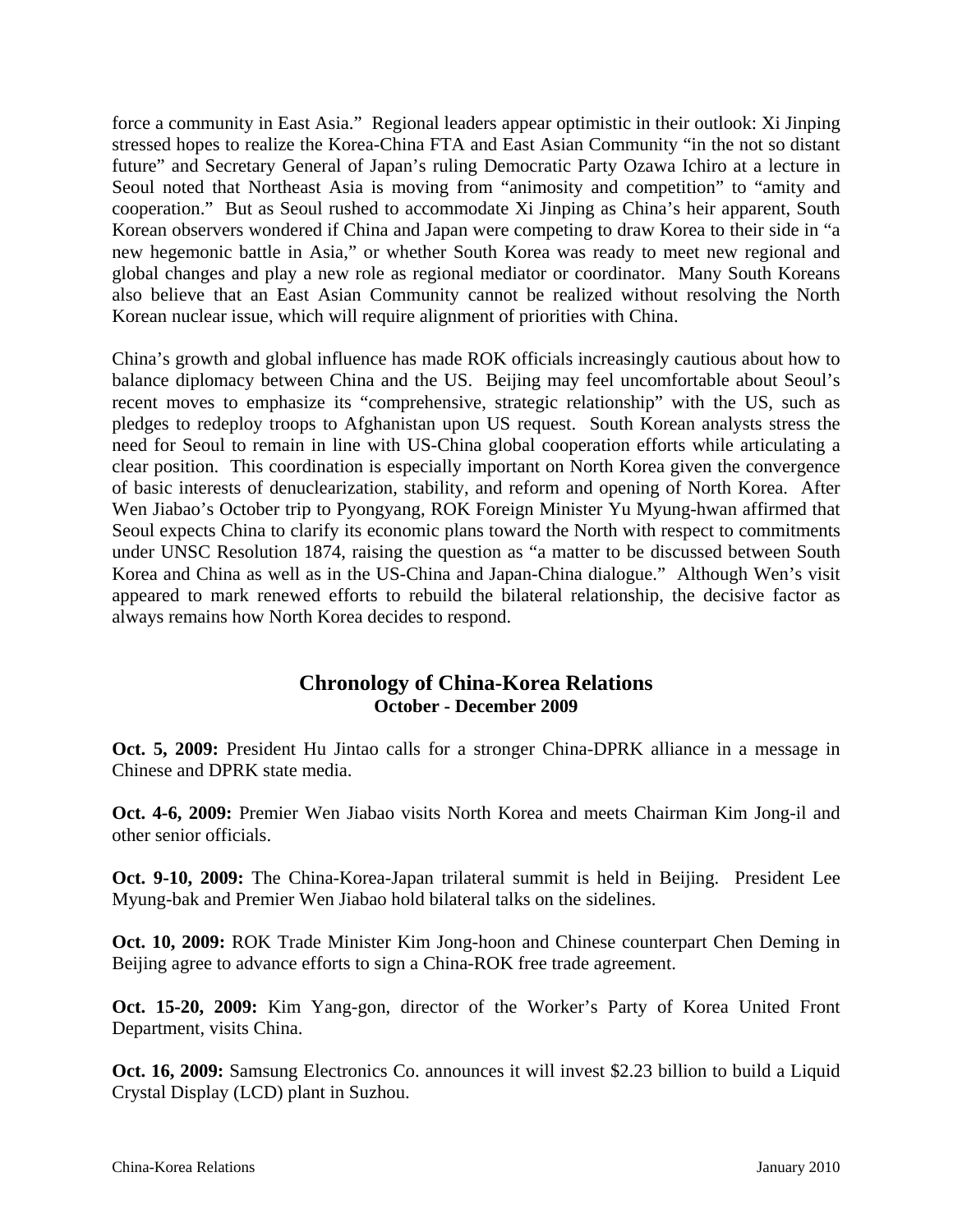force a community in East Asia." Regional leaders appear optimistic in their outlook: Xi Jinping stressed hopes to realize the Korea-China FTA and East Asian Community "in the not so distant future" and Secretary General of Japan's ruling Democratic Party Ozawa Ichiro at a lecture in Seoul noted that Northeast Asia is moving from "animosity and competition" to "amity and cooperation." But as Seoul rushed to accommodate Xi Jinping as China's heir apparent, South Korean observers wondered if China and Japan were competing to draw Korea to their side in "a new hegemonic battle in Asia," or whether South Korea was ready to meet new regional and global changes and play a new role as regional mediator or coordinator. Many South Koreans also believe that an East Asian Community cannot be realized without resolving the North Korean nuclear issue, which will require alignment of priorities with China.

China's growth and global influence has made ROK officials increasingly cautious about how to balance diplomacy between China and the US. Beijing may feel uncomfortable about Seoul's recent moves to emphasize its "comprehensive, strategic relationship" with the US, such as pledges to redeploy troops to Afghanistan upon US request. South Korean analysts stress the need for Seoul to remain in line with US-China global cooperation efforts while articulating a clear position. This coordination is especially important on North Korea given the convergence of basic interests of denuclearization, stability, and reform and opening of North Korea. After Wen Jiabao's October trip to Pyongyang, ROK Foreign Minister Yu Myung-hwan affirmed that Seoul expects China to clarify its economic plans toward the North with respect to commitments under UNSC Resolution 1874, raising the question as "a matter to be discussed between South Korea and China as well as in the US-China and Japan-China dialogue." Although Wen's visit appeared to mark renewed efforts to rebuild the bilateral relationship, the decisive factor as always remains how North Korea decides to respond.

## Chronology of China-Korea Relations
### October - December 2009

**Oct. 5, 2009:** President Hu Jintao calls for a stronger China-DPRK alliance in a message in Chinese and DPRK state media.

**Oct. 4-6, 2009:** Premier Wen Jiabao visits North Korea and meets Chairman Kim Jong-il and other senior officials.

**Oct. 9-10, 2009:** The China-Korea-Japan trilateral summit is held in Beijing. President Lee Myung-bak and Premier Wen Jiabao hold bilateral talks on the sidelines.

**Oct. 10, 2009:** ROK Trade Minister Kim Jong-hoon and Chinese counterpart Chen Deming in Beijing agree to advance efforts to sign a China-ROK free trade agreement.

**Oct. 15-20, 2009:** Kim Yang-gon, director of the Worker's Party of Korea United Front Department, visits China.

**Oct. 16, 2009:** Samsung Electronics Co. announces it will invest $2.23 billion to build a Liquid Crystal Display (LCD) plant in Suzhou.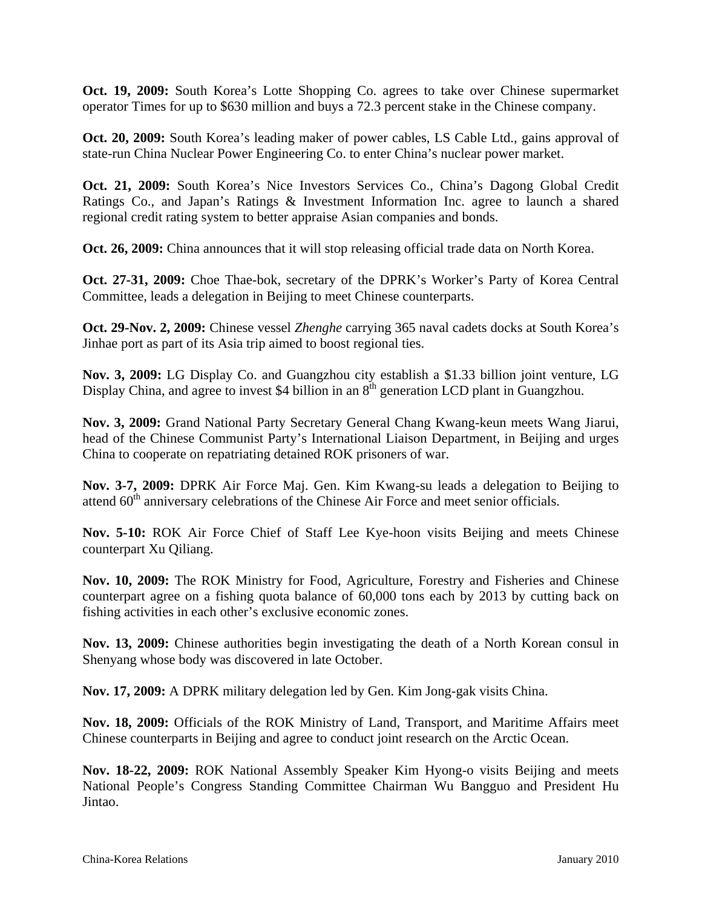**Oct. 19, 2009:** South Korea's Lotte Shopping Co. agrees to take over Chinese supermarket operator Times for up to $630 million and buys a 72.3 percent stake in the Chinese company.

**Oct. 20, 2009:** South Korea's leading maker of power cables, LS Cable Ltd., gains approval of state-run China Nuclear Power Engineering Co. to enter China's nuclear power market.

**Oct. 21, 2009:** South Korea's Nice Investors Services Co., China's Dagong Global Credit Ratings Co., and Japan's Ratings & Investment Information Inc. agree to launch a shared regional credit rating system to better appraise Asian companies and bonds.

**Oct. 26, 2009:** China announces that it will stop releasing official trade data on North Korea.

**Oct. 27-31, 2009:** Choe Thae-bok, secretary of the DPRK's Worker's Party of Korea Central Committee, leads a delegation in Beijing to meet Chinese counterparts.

**Oct. 29-Nov. 2, 2009:** Chinese vessel *Zhenghe* carrying 365 naval cadets docks at South Korea's Jinhae port as part of its Asia trip aimed to boost regional ties.

**Nov. 3, 2009:** LG Display Co. and Guangzhou city establish a $1.33 billion joint venture, LG Display China, and agree to invest $4 billion in an 8th generation LCD plant in Guangzhou.

**Nov. 3, 2009:** Grand National Party Secretary General Chang Kwang-keun meets Wang Jiarui, head of the Chinese Communist Party's International Liaison Department, in Beijing and urges China to cooperate on repatriating detained ROK prisoners of war.

**Nov. 3-7, 2009:** DPRK Air Force Maj. Gen. Kim Kwang-su leads a delegation to Beijing to attend 60th anniversary celebrations of the Chinese Air Force and meet senior officials.

**Nov. 5-10:** ROK Air Force Chief of Staff Lee Kye-hoon visits Beijing and meets Chinese counterpart Xu Qiliang.

**Nov. 10, 2009:** The ROK Ministry for Food, Agriculture, Forestry and Fisheries and Chinese counterpart agree on a fishing quota balance of 60,000 tons each by 2013 by cutting back on fishing activities in each other's exclusive economic zones.

**Nov. 13, 2009:** Chinese authorities begin investigating the death of a North Korean consul in Shenyang whose body was discovered in late October.

**Nov. 17, 2009:** A DPRK military delegation led by Gen. Kim Jong-gak visits China.

**Nov. 18, 2009:** Officials of the ROK Ministry of Land, Transport, and Maritime Affairs meet Chinese counterparts in Beijing and agree to conduct joint research on the Arctic Ocean.

**Nov. 18-22, 2009:** ROK National Assembly Speaker Kim Hyong-o visits Beijing and meets National People's Congress Standing Committee Chairman Wu Bangguo and President Hu Jintao.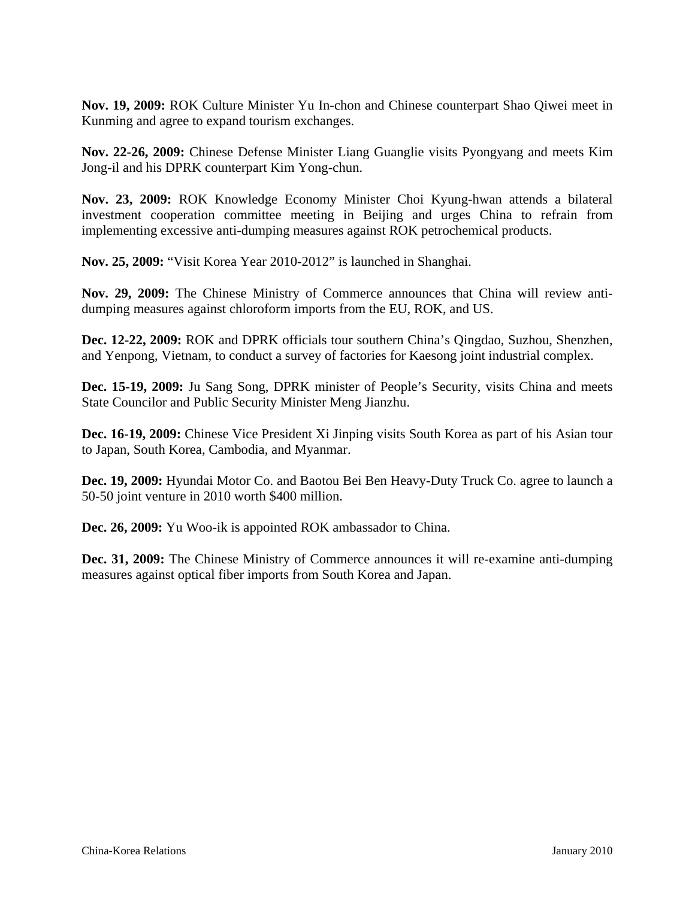**Nov. 19, 2009:** ROK Culture Minister Yu In-chon and Chinese counterpart Shao Qiwei meet in Kunming and agree to expand tourism exchanges.

**Nov. 22-26, 2009:** Chinese Defense Minister Liang Guanglie visits Pyongyang and meets Kim Jong-il and his DPRK counterpart Kim Yong-chun.

**Nov. 23, 2009:** ROK Knowledge Economy Minister Choi Kyung-hwan attends a bilateral investment cooperation committee meeting in Beijing and urges China to refrain from implementing excessive anti-dumping measures against ROK petrochemical products.

**Nov. 25, 2009:** "Visit Korea Year 2010-2012" is launched in Shanghai.

**Nov. 29, 2009:** The Chinese Ministry of Commerce announces that China will review anti-dumping measures against chloroform imports from the EU, ROK, and US.

**Dec. 12-22, 2009:** ROK and DPRK officials tour southern China's Qingdao, Suzhou, Shenzhen, and Yenpong, Vietnam, to conduct a survey of factories for Kaesong joint industrial complex.

**Dec. 15-19, 2009:** Ju Sang Song, DPRK minister of People's Security, visits China and meets State Councilor and Public Security Minister Meng Jianzhu.

**Dec. 16-19, 2009:** Chinese Vice President Xi Jinping visits South Korea as part of his Asian tour to Japan, South Korea, Cambodia, and Myanmar.

**Dec. 19, 2009:** Hyundai Motor Co. and Baotou Bei Ben Heavy-Duty Truck Co. agree to launch a 50-50 joint venture in 2010 worth $400 million.

**Dec. 26, 2009:** Yu Woo-ik is appointed ROK ambassador to China.

**Dec. 31, 2009:** The Chinese Ministry of Commerce announces it will re-examine anti-dumping measures against optical fiber imports from South Korea and Japan.